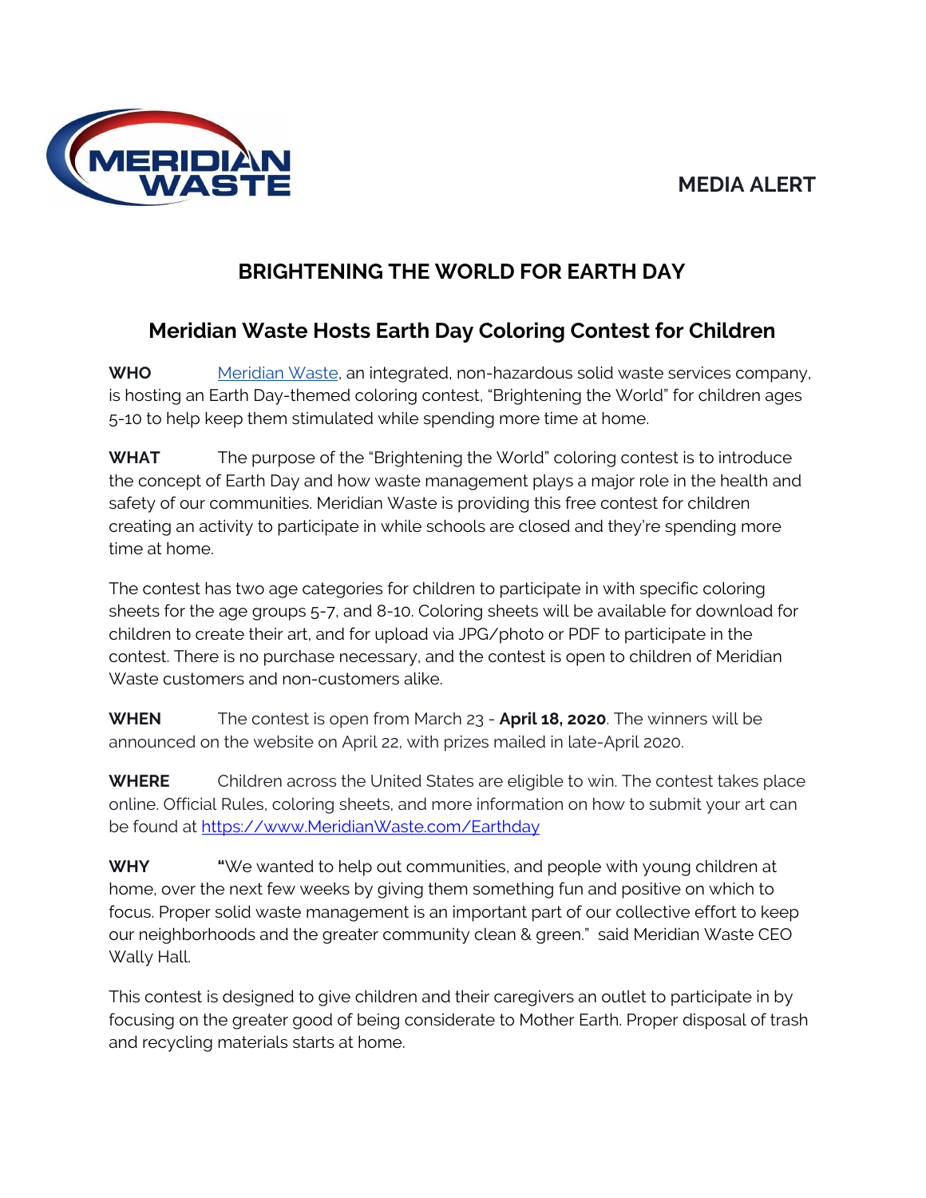MERIDIAN WASTE

**MEDIA ALERT**

# BRIGHTENING THE WORLD FOR EARTH DAY

## Meridian Waste Hosts Earth Day Coloring Contest for Children

**WHO** Meridian Waste, an integrated, non-hazardous solid waste services company, is hosting an Earth Day-themed coloring contest, "Brightening the World" for children ages 5-10 to help keep them stimulated while spending more time at home.

**WHAT** The purpose of the "Brightening the World" coloring contest is to introduce the concept of Earth Day and how waste management plays a major role in the health and safety of our communities. Meridian Waste is providing this free contest for children creating an activity to participate in while schools are closed and they're spending more time at home.

The contest has two age categories for children to participate in with specific coloring sheets for the age groups 5-7, and 8-10. Coloring sheets will be available for download for children to create their art, and for upload via JPG/photo or PDF to participate in the contest. There is no purchase necessary, and the contest is open to children of Meridian Waste customers and non-customers alike.

**WHEN** The contest is open from March 23 - **April 18, 2020**. The winners will be announced on the website on April 22, with prizes mailed in late-April 2020.

**WHERE** Children across the United States are eligible to win. The contest takes place online. Official Rules, coloring sheets, and more information on how to submit your art can be found at https://www.MeridianWaste.com/Earthday

**WHY** "We wanted to help out communities, and people with young children at home, over the next few weeks by giving them something fun and positive on which to focus. Proper solid waste management is an important part of our collective effort to keep our neighborhoods and the greater community clean & green." said Meridian Waste CEO Wally Hall.

This contest is designed to give children and their caregivers an outlet to participate in by focusing on the greater good of being considerate to Mother Earth. Proper disposal of trash and recycling materials starts at home.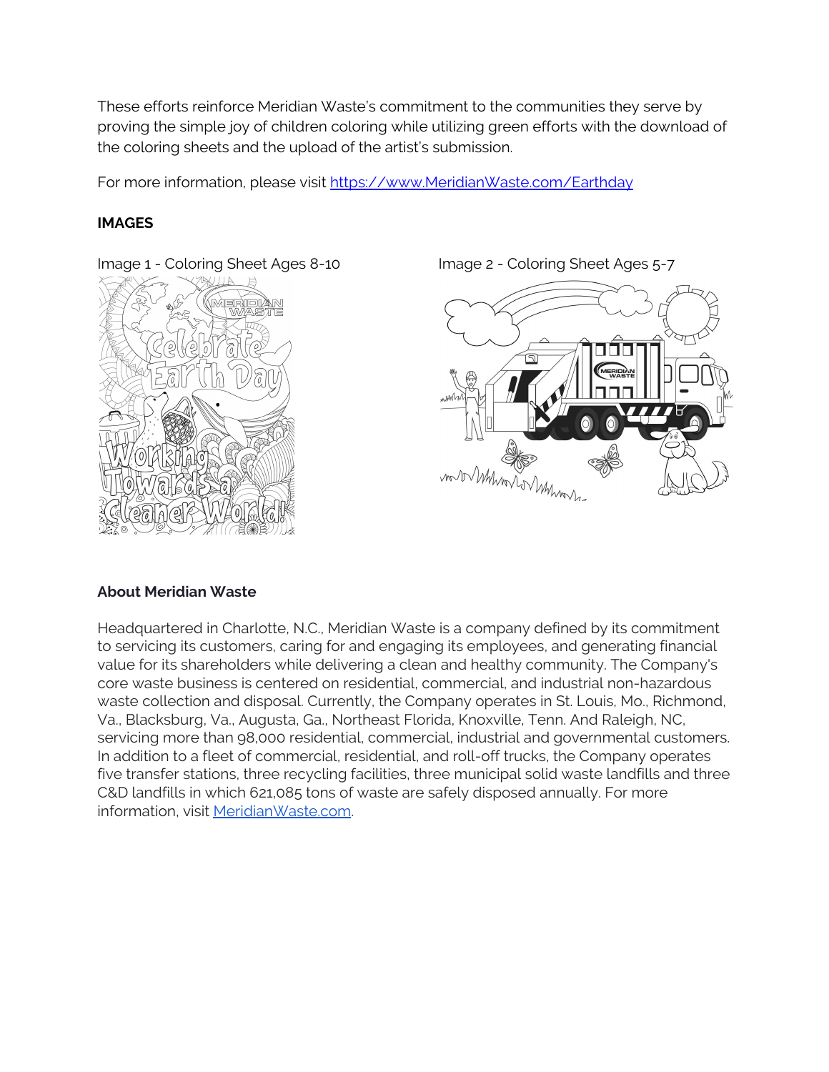These efforts reinforce Meridian Waste's commitment to the communities they serve by proving the simple joy of children coloring while utilizing green efforts with the download of the coloring sheets and the upload of the artist's submission.

For more information, please visit https://www.MeridianWaste.com/Earthday

**IMAGES**

Image 1 - Coloring Sheet Ages 8-10

Image 2 - Coloring Sheet Ages 5-7

**About Meridian Waste**

Headquartered in Charlotte, N.C., Meridian Waste is a company defined by its commitment to servicing its customers, caring for and engaging its employees, and generating financial value for its shareholders while delivering a clean and healthy community. The Company's core waste business is centered on residential, commercial, and industrial non-hazardous waste collection and disposal. Currently, the Company operates in St. Louis, Mo., Richmond, Va., Blacksburg, Va., Augusta, Ga., Northeast Florida, Knoxville, Tenn. And Raleigh, NC, servicing more than 98,000 residential, commercial, industrial and governmental customers. In addition to a fleet of commercial, residential, and roll-off trucks, the Company operates five transfer stations, three recycling facilities, three municipal solid waste landfills and three C&D landfills in which 621,085 tons of waste are safely disposed annually. For more information, visit MeridianWaste.com.